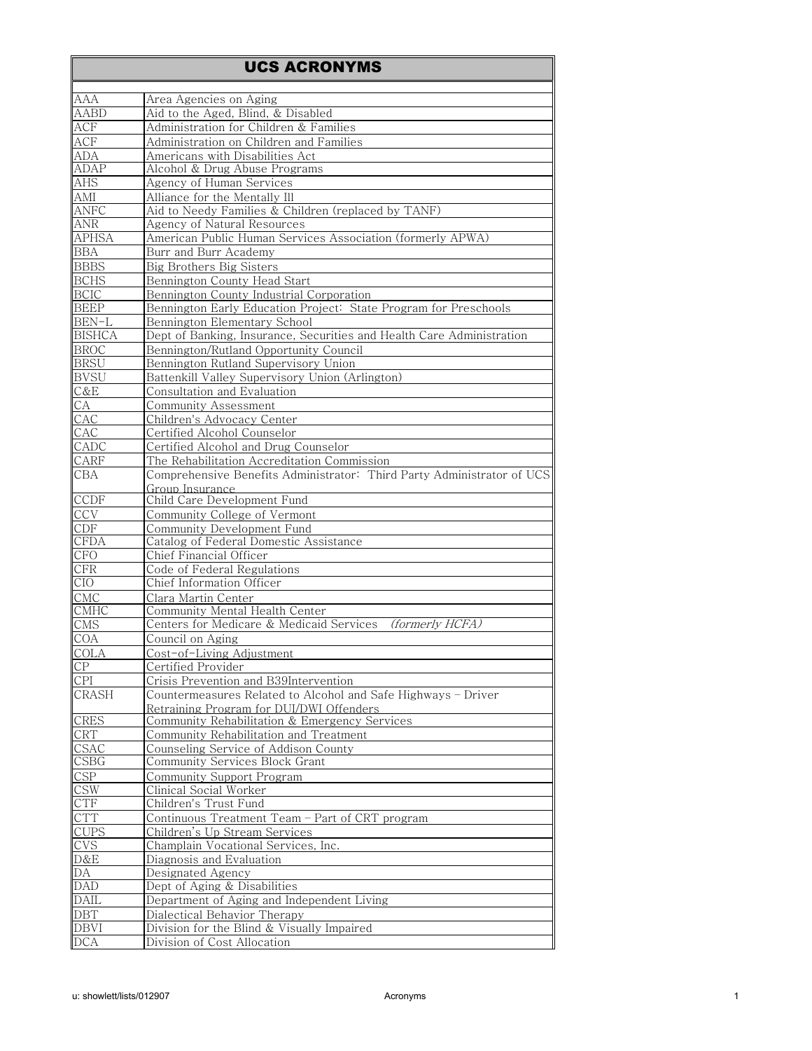# UCS ACRONYMS

| | |
|---|---|
| AAA | Area Agencies on Aging |
| AABD | Aid to the Aged, Blind, & Disabled |
| ACF | Administration for Children & Families |
| ACF | Administration on Children and Families |
| ADA | Americans with Disabilities Act |
| ADAP | Alcohol & Drug Abuse Programs |
| AHS | Agency of Human Services |
| AMI | Alliance for the Mentally Ill |
| ANFC | Aid to Needy Families & Children (replaced by TANF) |
| ANR | Agency of Natural Resources |
| APHSA | American Public Human Services Association (formerly APWA) |
| BBA | Burr and Burr Academy |
| BBBS | Big Brothers Big Sisters |
| BCHS | Bennington County Head Start |
| BCIC | Bennington County Industrial Corporation |
| BEEP | Bennington Early Education Project: State Program for Preschools |
| BEN-L | Bennington Elementary School |
| BISHCA | Dept of Banking, Insurance, Securities and Health Care Administration |
| BROC | Bennington/Rutland Opportunity Council |
| BRSU | Bennington Rutland Supervisory Union |
| BVSU | Battenkill Valley Supervisory Union (Arlington) |
| C&E | Consultation and Evaluation |
| CA | Community Assessment |
| CAC | Children's Advocacy Center |
| CAC | Certified Alcohol Counselor |
| CADC | Certified Alcohol and Drug Counselor |
| CARF | The Rehabilitation Accreditation Commission |
| CBA | Comprehensive Benefits Administrator: Third Party Administrator of UCS Group Insurance |
| CCDF | Child Care Development Fund |
| CCV | Community College of Vermont |
| CDF | Community Development Fund |
| CFDA | Catalog of Federal Domestic Assistance |
| CFO | Chief Financial Officer |
| CFR | Code of Federal Regulations |
| CIO | Chief Information Officer |
| CMC | Clara Martin Center |
| CMHC | Community Mental Health Center |
| CMS | Centers for Medicare & Medicaid Services *(formerly HCFA)* |
| COA | Council on Aging |
| COLA | Cost-of-Living Adjustment |
| CP | Certified Provider |
| CPI | Crisis Prevention and B39Intervention |
| CRASH | Countermeasures Related to Alcohol and Safe Highways - Driver Retraining Program for DUI/DWI Offenders |
| CRES | Community Rehabilitation & Emergency Services |
| CRT | Community Rehabilitation and Treatment |
| CSAC | Counseling Service of Addison County |
| CSBG | Community Services Block Grant |
| CSP | Community Support Program |
| CSW | Clinical Social Worker |
| CTF | Children's Trust Fund |
| CTT | Continuous Treatment Team - Part of CRT program |
| CUPS | Children's Up Stream Services |
| CVS | Champlain Vocational Services, Inc. |
| D&E | Diagnosis and Evaluation |
| DA | Designated Agency |
| DAD | Dept of Aging & Disabilities |
| DAIL | Department of Aging and Independent Living |
| DBT | Dialectical Behavior Therapy |
| DBVI | Division for the Blind & Visually Impaired |
| DCA | Division of Cost Allocation |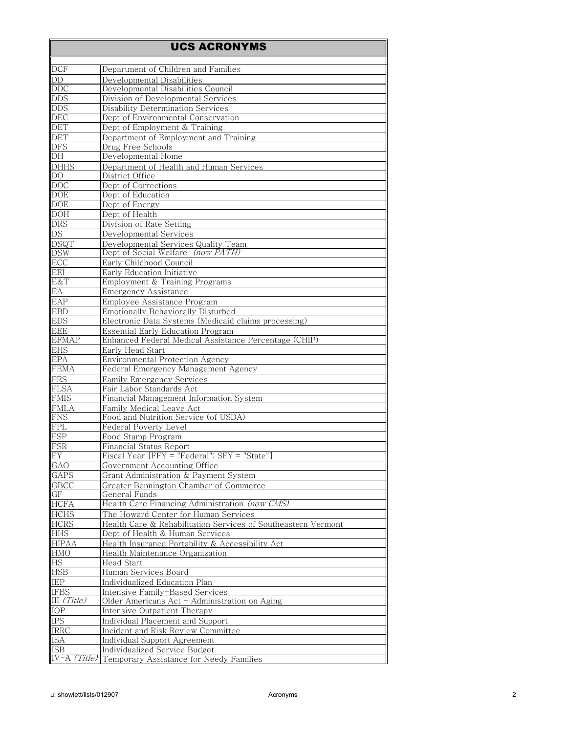| UCS ACRONYMS | |
|---|---|
| DCF | Department of Children and Families |
| DD | Developmental Disabilities |
| DDC | Developmental Disabilities Council |
| DDS | Division of Developmental Services |
| DDS | Disability Determination Services |
| DEC | Dept of Environmental Conservation |
| DET | Dept of Employment & Training |
| DET | Department of Employment and Training |
| DFS | Drug Free Schools |
| DH | Developmental Home |
| DHHS | Department of Health and Human Services |
| DO | District Office |
| DOC | Dept of Corrections |
| DOE | Dept of Education |
| DOE | Dept of Energy |
| DOH | Dept of Health |
| DRS | Division of Rate Setting |
| DS | Developmental Services |
| DSQT | Developmental Services Quality Team |
| DSW | Dept of Social Welfare *(now PATH)* |
| ECC | Early Childhood Council |
| EEI | Early Education Initiative |
| E&T | Employment & Training Programs |
| EA | Emergency Assistance |
| EAP | Employee Assistance Program |
| EBD | Emotionally Behaviorally Disturbed |
| EDS | Electronic Data Systems (Medicaid claims processing) |
| EEE | Essential Early Education Program |
| EFMAP | Enhanced Federal Medical Assistance Percentage (CHIP) |
| EHS | Early Head Start |
| EPA | Environmental Protection Agency |
| FEMA | Federal Emergency Management Agency |
| FES | Family Emergency Services |
| FLSA | Fair Labor Standards Act |
| FMIS | Financial Management Information System |
| FMLA | Family Medical Leave Act |
| FNS | Food and Nutrition Service (of USDA) |
| FPL | Federal Poverty Level |
| FSP | Food Stamp Program |
| FSR | Financial Status Report |
| FY | Fiscal Year [FFY = "Federal"; SFY = "State"] |
| GAO | Government Accounting Office |
| GAPS | Grant Administration & Payment System |
| GBCC | Greater Bennington Chamber of Commerce |
| GF | General Funds |
| HCFA | Health Care Financing Administration *(now CMS)* |
| HCHS | The Howard Center for Human Services |
| HCRS | Health Care & Rehabilitation Services of Southeastern Vermont |
| HHS | Dept of Health & Human Services |
| HIPAA | Health Insurance Portability & Accessibility Act |
| HMO | Health Maintenance Organization |
| HS | Head Start |
| HSB | Human Services Board |
| IEP | Individualized Education Plan |
| IFBS | Intensive Family-Based Services |
| III *(Title)* | Older Americans Act - Administration on Aging |
| IOP | Intensive Outpatient Therapy |
| IPS | Individual Placement and Support |
| IRRC | Incident and Risk Review Committee |
| ISA | Individual Support Agreement |
| ISB | Individualized Service Budget |
| IV-A *(Title)* | Temporary Assistance for Needy Families |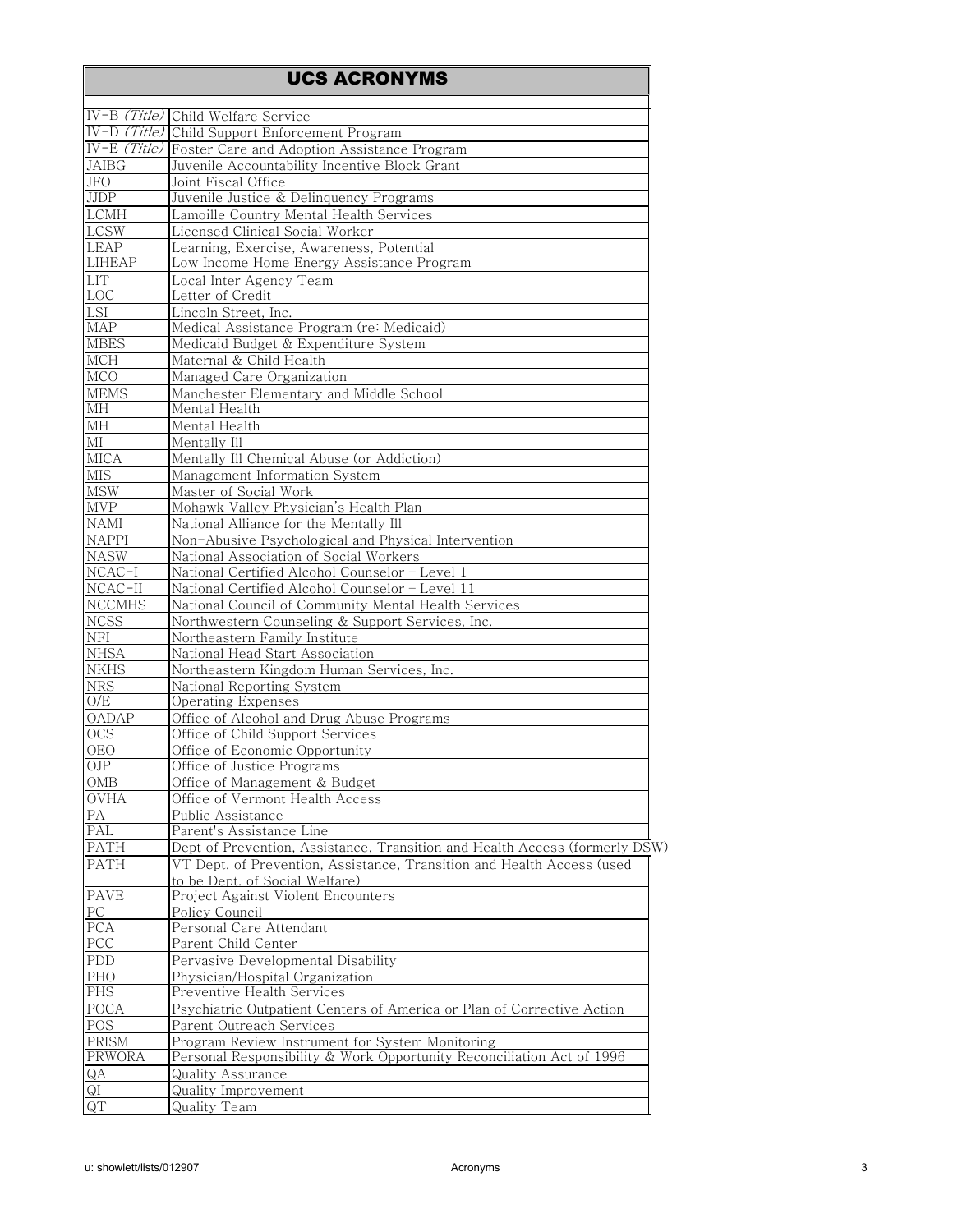| UCS ACRONYMS | |
|---|---|
| IV-B *(Title)* | Child Welfare Service |
| IV-D *(Title)* | Child Support Enforcement Program |
| IV-E *(Title)* | Foster Care and Adoption Assistance Program |
| JAIBG | Juvenile Accountability Incentive Block Grant |
| JFO | Joint Fiscal Office |
| JJDP | Juvenile Justice & Delinquency Programs |
| LCMH | Lamoille Country Mental Health Services |
| LCSW | Licensed Clinical Social Worker |
| LEAP | Learning, Exercise, Awareness, Potential |
| LIHEAP | Low Income Home Energy Assistance Program |
| LIT | Local Inter Agency Team |
| LOC | Letter of Credit |
| LSI | Lincoln Street, Inc. |
| MAP | Medical Assistance Program (re: Medicaid) |
| MBES | Medicaid Budget & Expenditure System |
| MCH | Maternal & Child Health |
| MCO | Managed Care Organization |
| MEMS | Manchester Elementary and Middle School |
| MH | Mental Health |
| MH | Mental Health |
| MI | Mentally Ill |
| MICA | Mentally Ill Chemical Abuse (or Addiction) |
| MIS | Management Information System |
| MSW | Master of Social Work |
| MVP | Mohawk Valley Physician's Health Plan |
| NAMI | National Alliance for the Mentally Ill |
| NAPPI | Non-Abusive Psychological and Physical Intervention |
| NASW | National Association of Social Workers |
| NCAC-I | National Certified Alcohol Counselor - Level 1 |
| NCAC-II | National Certified Alcohol Counselor - Level 11 |
| NCCMHS | National Council of Community Mental Health Services |
| NCSS | Northwestern Counseling & Support Services, Inc. |
| NFI | Northeastern Family Institute |
| NHSA | National Head Start Association |
| NKHS | Northeastern Kingdom Human Services, Inc. |
| NRS | National Reporting System |
| O/E | Operating Expenses |
| OADAP | Office of Alcohol and Drug Abuse Programs |
| OCS | Office of Child Support Services |
| OEO | Office of Economic Opportunity |
| OJP | Office of Justice Programs |
| OMB | Office of Management & Budget |
| OVHA | Office of Vermont Health Access |
| PA | Public Assistance |
| PAL | Parent's Assistance Line |
| PATH | Dept of Prevention, Assistance, Transition and Health Access (formerly DSW) |
| PATH | VT Dept. of Prevention, Assistance, Transition and Health Access (used to be Dept. of Social Welfare) |
| PAVE | Project Against Violent Encounters |
| PC | Policy Council |
| PCA | Personal Care Attendant |
| PCC | Parent Child Center |
| PDD | Pervasive Developmental Disability |
| PHO | Physician/Hospital Organization |
| PHS | Preventive Health Services |
| POCA | Psychiatric Outpatient Centers of America or Plan of Corrective Action |
| POS | Parent Outreach Services |
| PRISM | Program Review Instrument for System Monitoring |
| PRWORA | Personal Responsibility & Work Opportunity Reconciliation Act of 1996 |
| QA | Quality Assurance |
| QI | Quality Improvement |
| QT | Quality Team |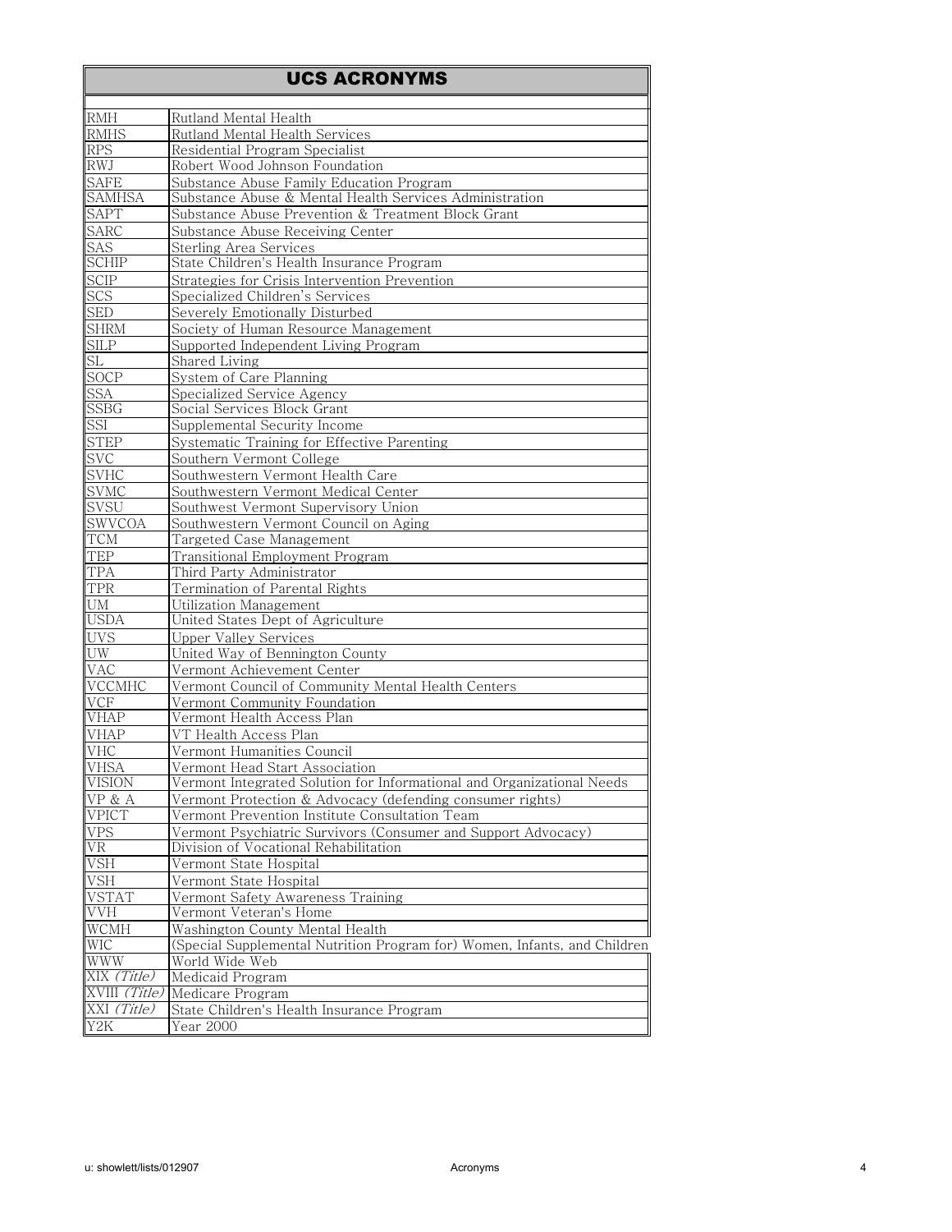# UCS ACRONYMS

| | |
|---|---|
| RMH | Rutland Mental Health |
| RMHS | Rutland Mental Health Services |
| RPS | Residential Program Specialist |
| RWJ | Robert Wood Johnson Foundation |
| SAFE | Substance Abuse Family Education Program |
| SAMHSA | Substance Abuse & Mental Health Services Administration |
| SAPT | Substance Abuse Prevention & Treatment Block Grant |
| SARC | Substance Abuse Receiving Center |
| SAS | Sterling Area Services |
| SCHIP | State Children's Health Insurance Program |
| SCIP | Strategies for Crisis Intervention Prevention |
| SCS | Specialized Children's Services |
| SED | Severely Emotionally Disturbed |
| SHRM | Society of Human Resource Management |
| SILP | Supported Independent Living Program |
| SL | Shared Living |
| SOCP | System of Care Planning |
| SSA | Specialized Service Agency |
| SSBG | Social Services Block Grant |
| SSI | Supplemental Security Income |
| STEP | Systematic Training for Effective Parenting |
| SVC | Southern Vermont College |
| SVHC | Southwestern Vermont Health Care |
| SVMC | Southwestern Vermont Medical Center |
| SVSU | Southwest Vermont Supervisory Union |
| SWVCOA | Southwestern Vermont Council on Aging |
| TCM | Targeted Case Management |
| TEP | Transitional Employment Program |
| TPA | Third Party Administrator |
| TPR | Termination of Parental Rights |
| UM | Utilization Management |
| USDA | United States Dept of Agriculture |
| UVS | Upper Valley Services |
| UW | United Way of Bennington County |
| VAC | Vermont Achievement Center |
| VCCMHC | Vermont Council of Community Mental Health Centers |
| VCF | Vermont Community Foundation |
| VHAP | Vermont Health Access Plan |
| VHAP | VT Health Access Plan |
| VHC | Vermont Humanities Council |
| VHSA | Vermont Head Start Association |
| VISION | Vermont Integrated Solution for Informational and Organizational Needs |
| VP & A | Vermont Protection & Advocacy (defending consumer rights) |
| VPICT | Vermont Prevention Institute Consultation Team |
| VPS | Vermont Psychiatric Survivors (Consumer and Support Advocacy) |
| VR | Division of Vocational Rehabilitation |
| VSH | Vermont State Hospital |
| VSH | Vermont State Hospital |
| VSTAT | Vermont Safety Awareness Training |
| VVH | Vermont Veteran's Home |
| WCMH | Washington County Mental Health |
| WIC | (Special Supplemental Nutrition Program for) Women, Infants, and Children |
| WWW | World Wide Web |
| XIX *(Title)* | Medicaid Program |
| XVIII *(Title)* | Medicare Program |
| XXI *(Title)* | State Children's Health Insurance Program |
| Y2K | Year 2000 |